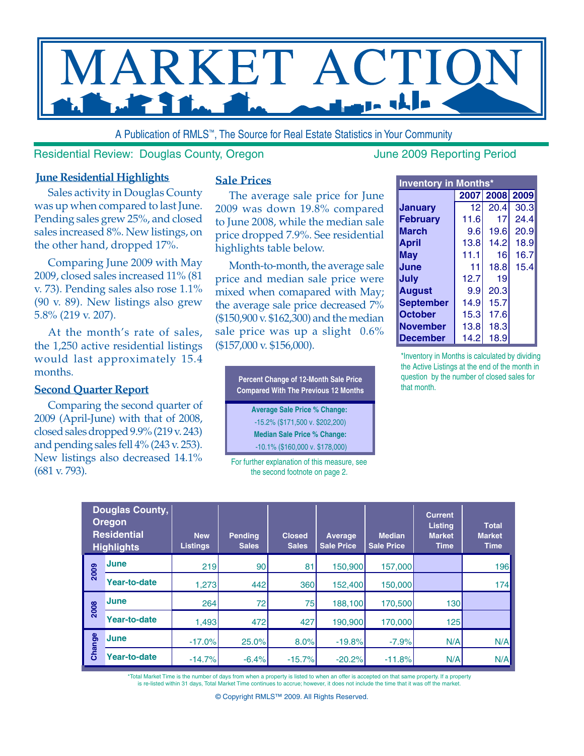# MARKET ACTION

A Publication of RMLS™, The Source for Real Estate Statistics in Your Community

Residential Review: Douglas County, Oregon

June 2009 Reporting Period

## June Residential Highlights

Sales activity in Douglas County was up when compared to last June. Pending sales grew 25%, and closed sales increased 8%. New listings, on the other hand, dropped 17%.

Comparing June 2009 with May 2009, closed sales increased 11% (81 v. 73). Pending sales also rose 1.1% (90 v. 89). New listings also grew 5.8% (219 v. 207).

At the month's rate of sales, the 1,250 active residential listings would last approximately 15.4 months.

## Second Quarter Report

Comparing the second quarter of 2009 (April-June) with that of 2008, closed sales dropped 9.9% (219 v. 243) and pending sales fell 4% (243 v. 253). New listings also decreased 14.1% (681 v. 793).

## Sale Prices

The average sale price for June 2009 was down 19.8% compared to June 2008, while the median sale price dropped 7.9%. See residential highlights table below.

Month-to-month, the average sale price and median sale price were mixed when comapared with May; the average sale price decreased 7% ($150,900 v. $162,300) and the median sale price was up a slight 0.6% ($157,000 v. $156,000).

**Percent Change of 12-Month Sale Price Compared With The Previous 12 Months**

**Average Sale Price % Change:**
-15.2% ($171,500 v. $202,200)

**Median Sale Price % Change:**
-10.1% ($160,000 v. $178,000)

For further explanation of this measure, see the second footnote on page 2.

**Inventory in Months***

| | 2007 | 2008 | 2009 |
|---|---|---|---|
| January | 12 | 20.4 | 30.3 |
| February | 11.6 | 17 | 24.4 |
| March | 9.6 | 19.6 | 20.9 |
| April | 13.8 | 14.2 | 18.9 |
| May | 11.1 | 16 | 16.7 |
| June | 11 | 18.8 | 15.4 |
| July | 12.7 | 19 | |
| August | 9.9 | 20.3 | |
| September | 14.9 | 15.7 | |
| October | 15.3 | 17.6 | |
| November | 13.8 | 18.3 | |
| December | 14.2 | 18.9 | |

*Inventory in Months is calculated by dividing the Active Listings at the end of the month in question by the number of closed sales for that month.

| Douglas County, Oregon Residential Highlights | | New Listings | Pending Sales | Closed Sales | Average Sale Price | Median Sale Price | Current Listing Market Time | Total Market Time |
|---|---|---|---|---|---|---|---|---|
| 2009 | June | 219 | 90 | 81 | 150,900 | 157,000 | | 196 |
| | Year-to-date | 1,273 | 442 | 360 | 152,400 | 150,000 | | 174 |
| 2008 | June | 264 | 72 | 75 | 188,100 | 170,500 | 130 | |
| | Year-to-date | 1,493 | 472 | 427 | 190,900 | 170,000 | 125 | |
| Change | June | -17.0% | 25.0% | 8.0% | -19.8% | -7.9% | N/A | N/A |
| | Year-to-date | -14.7% | -6.4% | -15.7% | -20.2% | -11.8% | N/A | N/A |

*Total Market Time is the number of days from when a property is listed to when an offer is accepted on that same property. If a property is re-listed within 31 days, Total Market Time continues to accrue; however, it does not include the time that it was off the market.

© Copyright RMLS™ 2009. All Rights Reserved.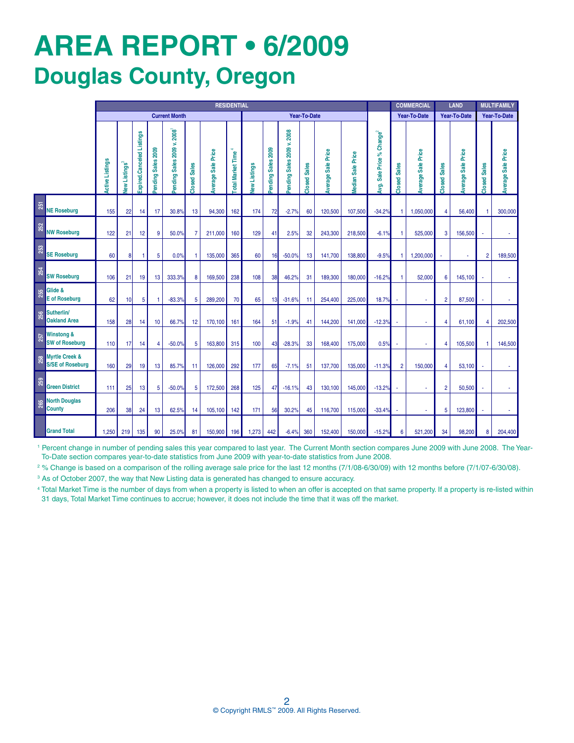# AREA REPORT • 6/2009

## Douglas County, Oregon

| | | RESIDENTIAL | | | | | | | | | | | | | | | COMMERCIAL | | LAND | | MULTIFAMILY | |
|---|---|---|---|---|---|---|---|---|---|---|---|---|---|---|---|---|---|---|---|---|---|---|
| | | Current Month | | | | | | | | Year-To-Date | | | | | | | Year-To-Date | | Year-To-Date | | Year-To-Date | |
| | | Active Listings | New Listings[3] | Expired.Canceled Listings | Pending Sales 2009 | Pending Sales 2009 v. 2008[1] | Closed Sales | Average Sale Price | Total Market Time[4] | New Listings | Pending Sales 2009 | Pending Sales 2009 v. 2008 | Closed Sales | Average Sale Price | Median Sale Price | Avg. Sale Price % Change[2] | Closed Sales | Average Sale Price | Closed Sales | Average Sale Price | Closed Sales | Average Sale Price |
| 251 | NE Roseburg | 155 | 22 | 14 | 17 | 30.8% | 13 | 94,300 | 162 | 174 | 72 | -2.7% | 60 | 120,500 | 107,500 | -34.2% | 1 | 1,050,000 | 4 | 56,400 | 1 | 300,000 |
| 252 | NW Roseburg | 122 | 21 | 12 | 9 | 50.0% | 7 | 211,000 | 160 | 129 | 41 | 2.5% | 32 | 243,300 | 218,500 | -6.1% | 1 | 525,000 | 3 | 156,500 | - | - |
| 253 | SE Roseburg | 60 | 8 | 1 | 5 | 0.0% | 1 | 135,000 | 365 | 60 | 16 | -50.0% | 13 | 141,700 | 138,800 | -9.5% | 1 | 1,200,000 | - | - | 2 | 189,500 |
| 254 | SW Roseburg | 106 | 21 | 19 | 13 | 333.3% | 8 | 169,500 | 238 | 108 | 38 | 46.2% | 31 | 189,300 | 180,000 | -16.2% | 1 | 52,000 | 6 | 145,100 | - | - |
| 255 | Glide & E of Roseburg | 62 | 10 | 5 | 1 | -83.3% | 5 | 289,200 | 70 | 65 | 13 | -31.6% | 11 | 254,400 | 225,000 | 18.7% | - | - | 2 | 87,500 | - | - |
| 256 | Sutherlin/ Oakland Area | 158 | 28 | 14 | 10 | 66.7% | 12 | 170,100 | 161 | 164 | 51 | -1.9% | 41 | 144,200 | 141,000 | -12.3% | - | - | 4 | 61,100 | 4 | 202,500 |
| 257 | Winstong & SW of Roseburg | 110 | 17 | 14 | 4 | -50.0% | 5 | 163,800 | 315 | 100 | 43 | -28.3% | 33 | 168,400 | 175,000 | 0.5% | - | - | 4 | 105,500 | 1 | 146,500 |
| 258 | Myrtle Creek & S/SE of Roseburg | 160 | 29 | 19 | 13 | 85.7% | 11 | 126,000 | 292 | 177 | 65 | -7.1% | 51 | 137,700 | 135,000 | -11.3% | 2 | 150,000 | 4 | 53,100 | - | - |
| 259 | Green District | 111 | 25 | 13 | 5 | -50.0% | 5 | 172,500 | 268 | 125 | 47 | -16.1% | 43 | 130,100 | 145,000 | -13.2% | - | - | 2 | 50,500 | - | - |
| 265 | North Douglas County | 206 | 38 | 24 | 13 | 62.5% | 14 | 105,100 | 142 | 171 | 56 | 30.2% | 45 | 116,700 | 115,000 | -33.4% | - | - | 5 | 123,800 | - | - |
| | Grand Total | 1,250 | 219 | 135 | 90 | 25.0% | 81 | 150,900 | 196 | 1,273 | 442 | -6.4% | 360 | 152,400 | 150,000 | -15.2% | 6 | 521,200 | 34 | 98,200 | 8 | 204,400 |

[1] Percent change in number of pending sales this year compared to last year. The Current Month section compares June 2009 with June 2008. The Year-To-Date section compares year-to-date statistics from June 2009 with year-to-date statistics from June 2008.

[2] % Change is based on a comparison of the rolling average sale price for the last 12 months (7/1/08-6/30/09) with 12 months before (7/1/07-6/30/08).

[3] As of October 2007, the way that New Listing data is generated has changed to ensure accuracy.

[4] Total Market Time is the number of days from when a property is listed to when an offer is accepted on that same property. If a property is re-listed within 31 days, Total Market Time continues to accrue; however, it does not include the time that it was off the market.

© Copyright RMLS™ 2009. All Rights Reserved.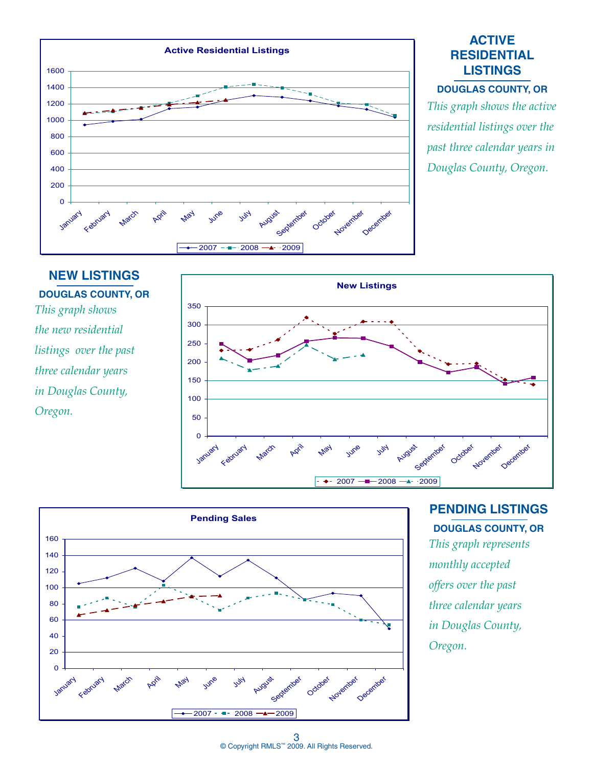## ACTIVE RESIDENTIAL LISTINGS

### DOUGLAS COUNTY, OR

*This graph shows the active residential listings over the past three calendar years in Douglas County, Oregon.*

**Active Residential Listings**

## NEW LISTINGS

### DOUGLAS COUNTY, OR

*This graph shows the new residential listings over the past three calendar years in Douglas County, Oregon.*

**New Listings**

## PENDING LISTINGS

### DOUGLAS COUNTY, OR

*This graph represents monthly accepted offers over the past three calendar years in Douglas County, Oregon.*

**Pending Sales**

© Copyright RMLS™ 2009. All Rights Reserved.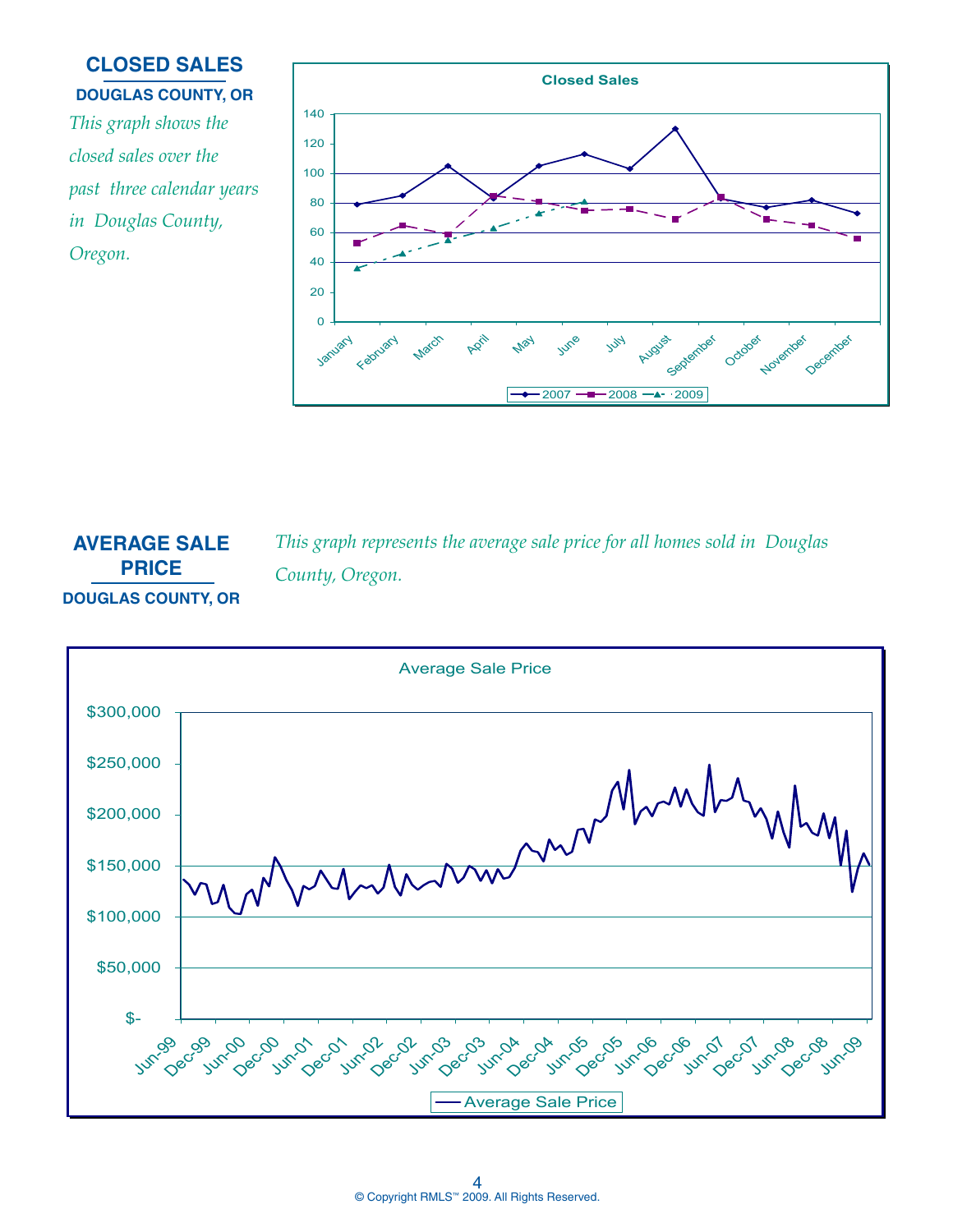## CLOSED SALES

### DOUGLAS COUNTY, OR

*This graph shows the closed sales over the past three calendar years in Douglas County, Oregon.*

## AVERAGE SALE PRICE

### DOUGLAS COUNTY, OR

*This graph represents the average sale price for all homes sold in Douglas County, Oregon.*

© Copyright RMLS™ 2009. All Rights Reserved.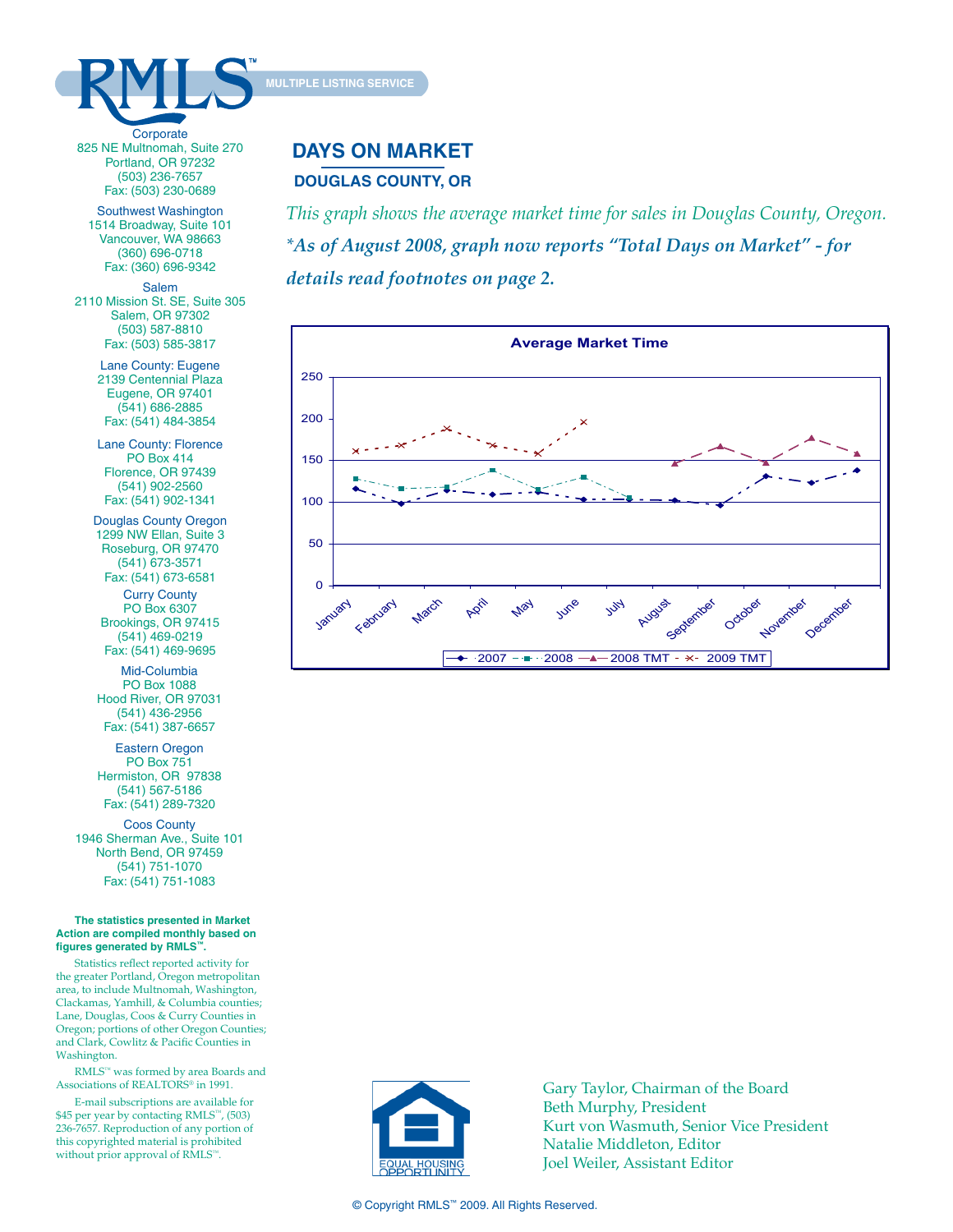RMLS™ MULTIPLE LISTING SERVICE

Corporate
825 NE Multnomah, Suite 270
Portland, OR 97232
(503) 236-7657
Fax: (503) 230-0689

Southwest Washington
1514 Broadway, Suite 101
Vancouver, WA 98663
(360) 696-0718
Fax: (360) 696-9342

Salem
2110 Mission St. SE, Suite 305
Salem, OR 97302
(503) 587-8810
Fax: (503) 585-3817

Lane County: Eugene
2139 Centennial Plaza
Eugene, OR 97401
(541) 686-2885
Fax: (541) 484-3854

Lane County: Florence
PO Box 414
Florence, OR 97439
(541) 902-2560
Fax: (541) 902-1341

Douglas County Oregon
1299 NW Ellan, Suite 3
Roseburg, OR 97470
(541) 673-3571
Fax: (541) 673-6581

Curry County
PO Box 6307
Brookings, OR 97415
(541) 469-0219
Fax: (541) 469-9695

Mid-Columbia
PO Box 1088
Hood River, OR 97031
(541) 436-2956
Fax: (541) 387-6657

Eastern Oregon
PO Box 751
Hermiston, OR 97838
(541) 567-5186
Fax: (541) 289-7320

Coos County
1946 Sherman Ave., Suite 101
North Bend, OR 97459
(541) 751-1070
Fax: (541) 751-1083

**The statistics presented in Market Action are compiled monthly based on figures generated by RMLS™.**

Statistics reflect reported activity for the greater Portland, Oregon metropolitan area, to include Multnomah, Washington, Clackamas, Yamhill, & Columbia counties; Lane, Douglas, Coos & Curry Counties in Oregon; portions of other Oregon Counties; and Clark, Cowlitz & Pacific Counties in Washington.

RMLS™ was formed by area Boards and Associations of REALTORS® in 1991.

E-mail subscriptions are available for $45 per year by contacting RMLS™, (503) 236-7657. Reproduction of any portion of this copyrighted material is prohibited without prior approval of RMLS™.

## DAYS ON MARKET

### DOUGLAS COUNTY, OR

*This graph shows the average market time for sales in Douglas County, Oregon.*
***As of August 2008, graph now reports "Total Days on Market" - for details read footnotes on page 2.***

Average Market Time

250
200
150
100
50
0

January February March April May June July August September October November December

2007 2008 2008 TMT 2009 TMT

EQUAL HOUSING OPPORTUNITY

Gary Taylor, Chairman of the Board
Beth Murphy, President
Kurt von Wasmuth, Senior Vice President
Natalie Middleton, Editor
Joel Weiler, Assistant Editor

© Copyright RMLS™ 2009. All Rights Reserved.